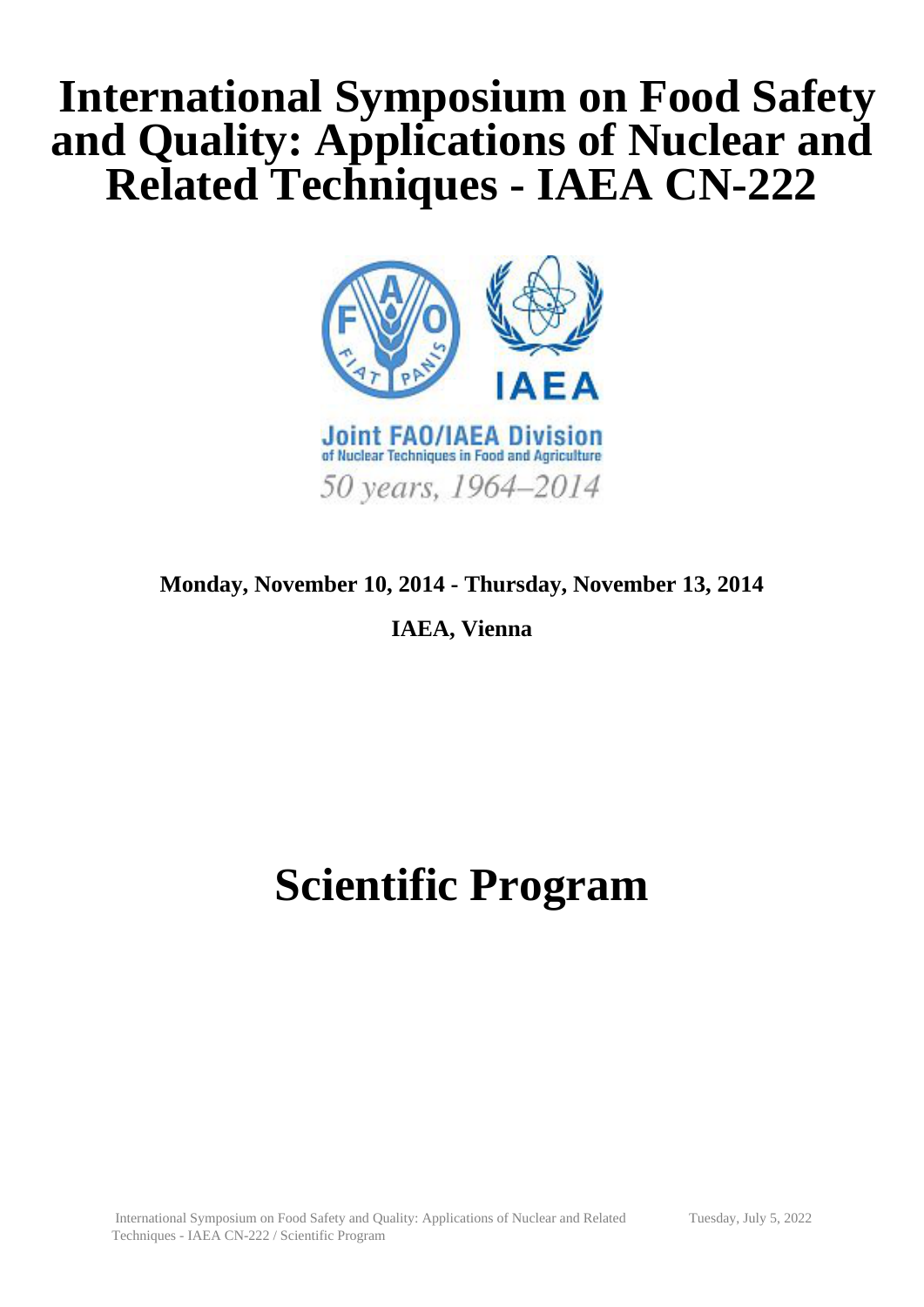# International Symposium on Food Safety and Quality: Applications of Nuclear and Related Techniques - IAEA CN-222

Joint FAO/IAEA Division
of Nuclear Techniques in Food and Agriculture
*50 years, 1964–2014*

**Monday, November 10, 2014 - Thursday, November 13, 2014**

**IAEA, Vienna**

# Scientific Program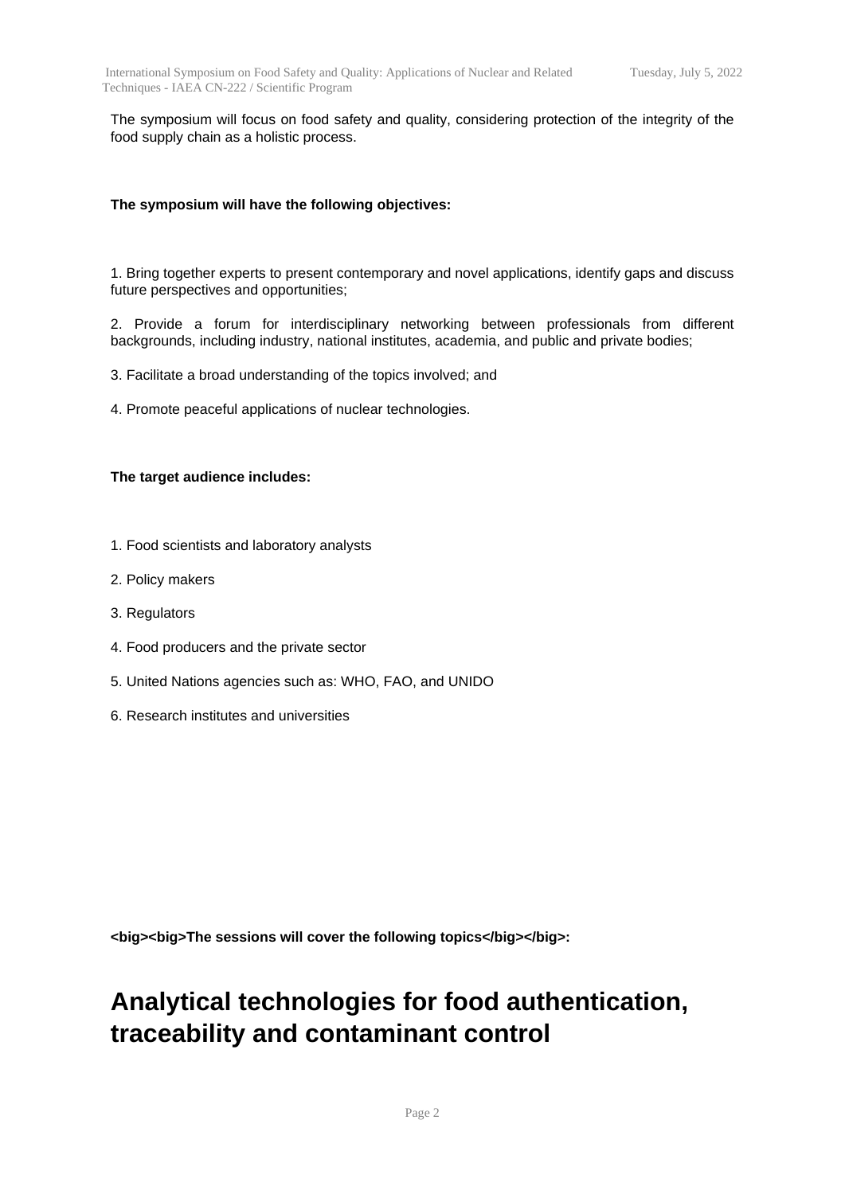The symposium will focus on food safety and quality, considering protection of the integrity of the food supply chain as a holistic process.

**The symposium will have the following objectives:**

1. Bring together experts to present contemporary and novel applications, identify gaps and discuss future perspectives and opportunities;

2. Provide a forum for interdisciplinary networking between professionals from different backgrounds, including industry, national institutes, academia, and public and private bodies;

3. Facilitate a broad understanding of the topics involved; and

4. Promote peaceful applications of nuclear technologies.

**The target audience includes:**

1. Food scientists and laboratory analysts

2. Policy makers

3. Regulators

4. Food producers and the private sector

5. United Nations agencies such as: WHO, FAO, and UNIDO

6. Research institutes and universities

**<big><big>The sessions will cover the following topics</big></big>:**

# Analytical technologies for food authentication, traceability and contaminant control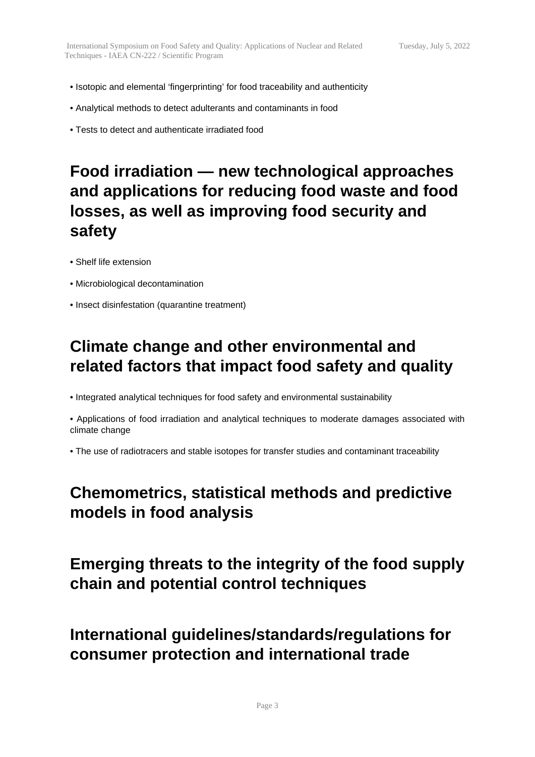- Isotopic and elemental ‘fingerprinting’ for food traceability and authenticity
- Analytical methods to detect adulterants and contaminants in food
- Tests to detect and authenticate irradiated food

# Food irradiation — new technological approaches and applications for reducing food waste and food losses, as well as improving food security and safety

- Shelf life extension
- Microbiological decontamination
- Insect disinfestation (quarantine treatment)

# Climate change and other environmental and related factors that impact food safety and quality

- Integrated analytical techniques for food safety and environmental sustainability
- Applications of food irradiation and analytical techniques to moderate damages associated with climate change
- The use of radiotracers and stable isotopes for transfer studies and contaminant traceability

# Chemometrics, statistical methods and predictive models in food analysis

# Emerging threats to the integrity of the food supply chain and potential control techniques

# International guidelines/standards/regulations for consumer protection and international trade